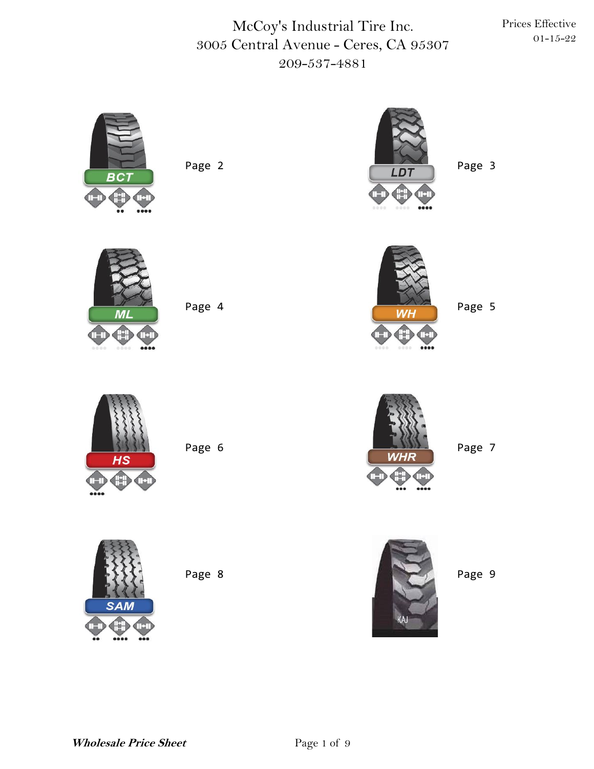# McCoy's Industrial Tire Inc.

3005 Central Avenue - Ceres, CA 95307

209-537-4881

Prices Effective 01-15-22

BCT — Page 2

LDT — Page 3

ML — Page 4

WH — Page 5

HS — Page 6

WHR — Page 7

SAM — Page 8

KAJ — Page 9

***Wholesale Price Sheet***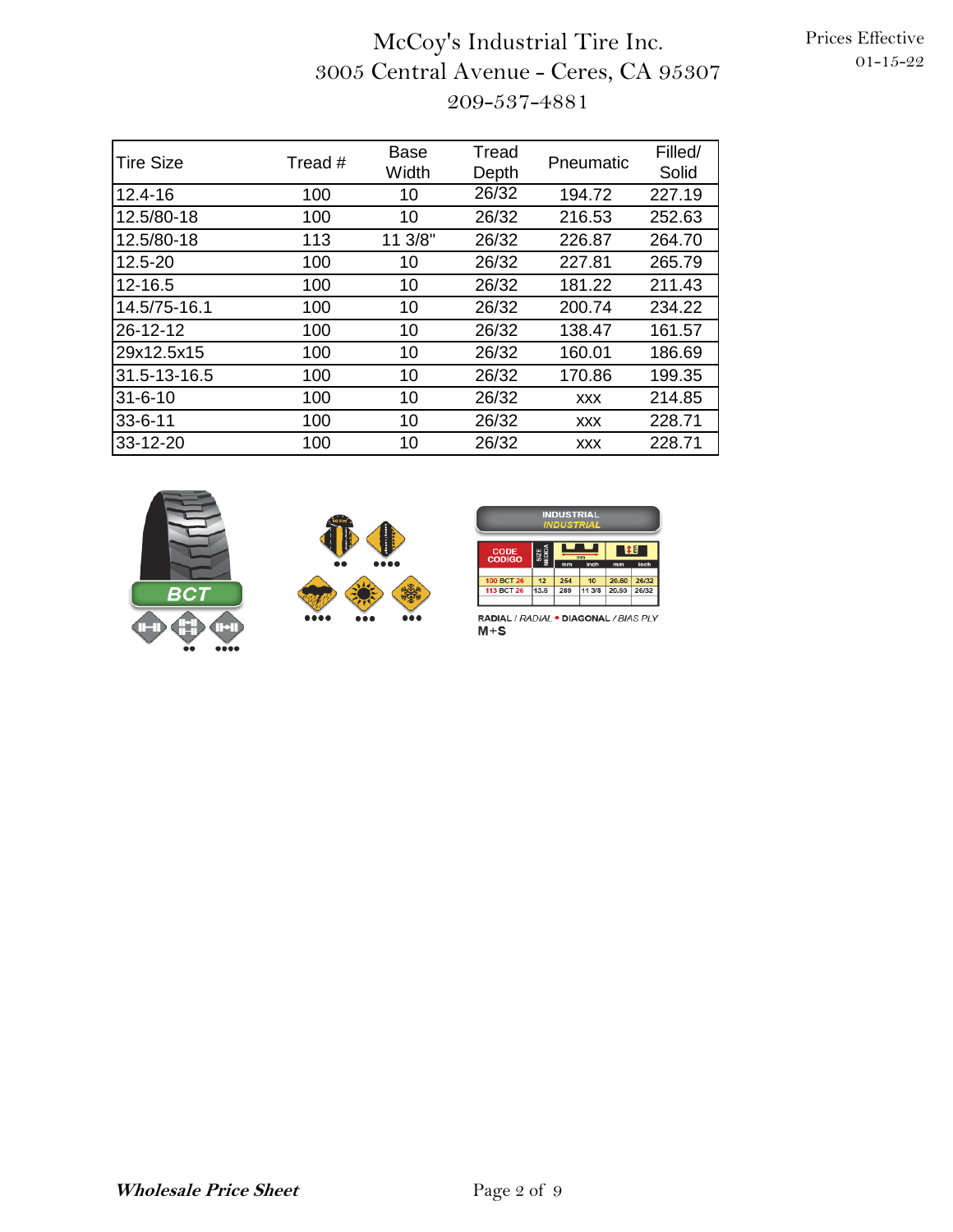# McCoy's Industrial Tire Inc.

3005 Central Avenue - Ceres, CA 95307

209-537-4881

Prices Effective 01-15-22

| Tire Size | Tread # | Base Width | Tread Depth | Pneumatic | Filled/ Solid |
|---|---|---|---|---|---|
| 12.4-16 | 100 | 10 | 26/32 | 194.72 | 227.19 |
| 12.5/80-18 | 100 | 10 | 26/32 | 216.53 | 252.63 |
| 12.5/80-18 | 113 | 11 3/8" | 26/32 | 226.87 | 264.70 |
| 12.5-20 | 100 | 10 | 26/32 | 227.81 | 265.79 |
| 12-16.5 | 100 | 10 | 26/32 | 181.22 | 211.43 |
| 14.5/75-16.1 | 100 | 10 | 26/32 | 200.74 | 234.22 |
| 26-12-12 | 100 | 10 | 26/32 | 138.47 | 161.57 |
| 29x12.5x15 | 100 | 10 | 26/32 | 160.01 | 186.69 |
| 31.5-13-16.5 | 100 | 10 | 26/32 | 170.86 | 199.35 |
| 31-6-10 | 100 | 10 | 26/32 | xxx | 214.85 |
| 33-6-11 | 100 | 10 | 26/32 | xxx | 228.71 |
| 33-12-20 | 100 | 10 | 26/32 | xxx | 228.71 |

BCT

INDUSTRIAL
*INDUSTRIAL*

| CODE CODIGO | SIZE MEDIDA | mm | inch | mm | inch |
|---|---|---|---|---|---|
| 100 BCT 26 | 12 | 254 | 10 | 20.60 | 26/32 |
| 113 BCT 26 | 13.6 | 289 | 11 3/8 | 20.60 | 26/32 |

RADIAL / *RADIAL* • DIAGONAL / *BIAS PLY*
M+S

***Wholesale Price Sheet***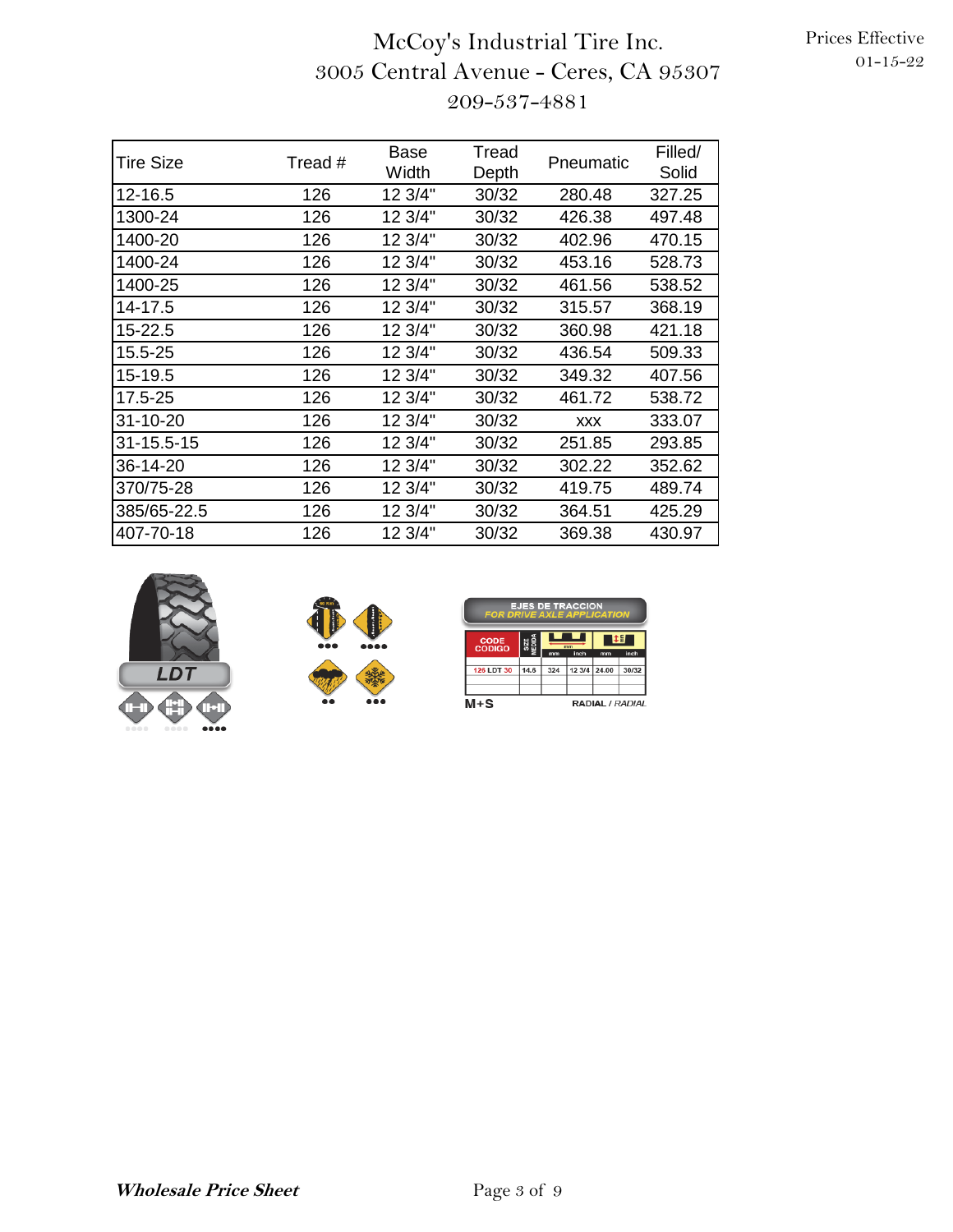# McCoy's Industrial Tire Inc.

3005 Central Avenue - Ceres, CA 95307

209-537-4881

Prices Effective 01-15-22

| Tire Size | Tread # | Base Width | Tread Depth | Pneumatic | Filled/ Solid |
|---|---|---|---|---|---|
| 12-16.5 | 126 | 12 3/4" | 30/32 | 280.48 | 327.25 |
| 1300-24 | 126 | 12 3/4" | 30/32 | 426.38 | 497.48 |
| 1400-20 | 126 | 12 3/4" | 30/32 | 402.96 | 470.15 |
| 1400-24 | 126 | 12 3/4" | 30/32 | 453.16 | 528.73 |
| 1400-25 | 126 | 12 3/4" | 30/32 | 461.56 | 538.52 |
| 14-17.5 | 126 | 12 3/4" | 30/32 | 315.57 | 368.19 |
| 15-22.5 | 126 | 12 3/4" | 30/32 | 360.98 | 421.18 |
| 15.5-25 | 126 | 12 3/4" | 30/32 | 436.54 | 509.33 |
| 15-19.5 | 126 | 12 3/4" | 30/32 | 349.32 | 407.56 |
| 17.5-25 | 126 | 12 3/4" | 30/32 | 461.72 | 538.72 |
| 31-10-20 | 126 | 12 3/4" | 30/32 | xxx | 333.07 |
| 31-15.5-15 | 126 | 12 3/4" | 30/32 | 251.85 | 293.85 |
| 36-14-20 | 126 | 12 3/4" | 30/32 | 302.22 | 352.62 |
| 370/75-28 | 126 | 12 3/4" | 30/32 | 419.75 | 489.74 |
| 385/65-22.5 | 126 | 12 3/4" | 30/32 | 364.51 | 425.29 |
| 407-70-18 | 126 | 12 3/4" | 30/32 | 369.38 | 430.97 |

LDT

EJES DE TRACCION
FOR DRIVE AXLE APPLICATION

| CODE CODIGO | SIZE MEDIDA | mm | inch | mm | inch |
|---|---|---|---|---|---|
| 126 LDT 30 | 14.6 | 324 | 12 3/4 | 24.00 | 30/32 |

M+S RADIAL / RADIAL

***Wholesale Price Sheet***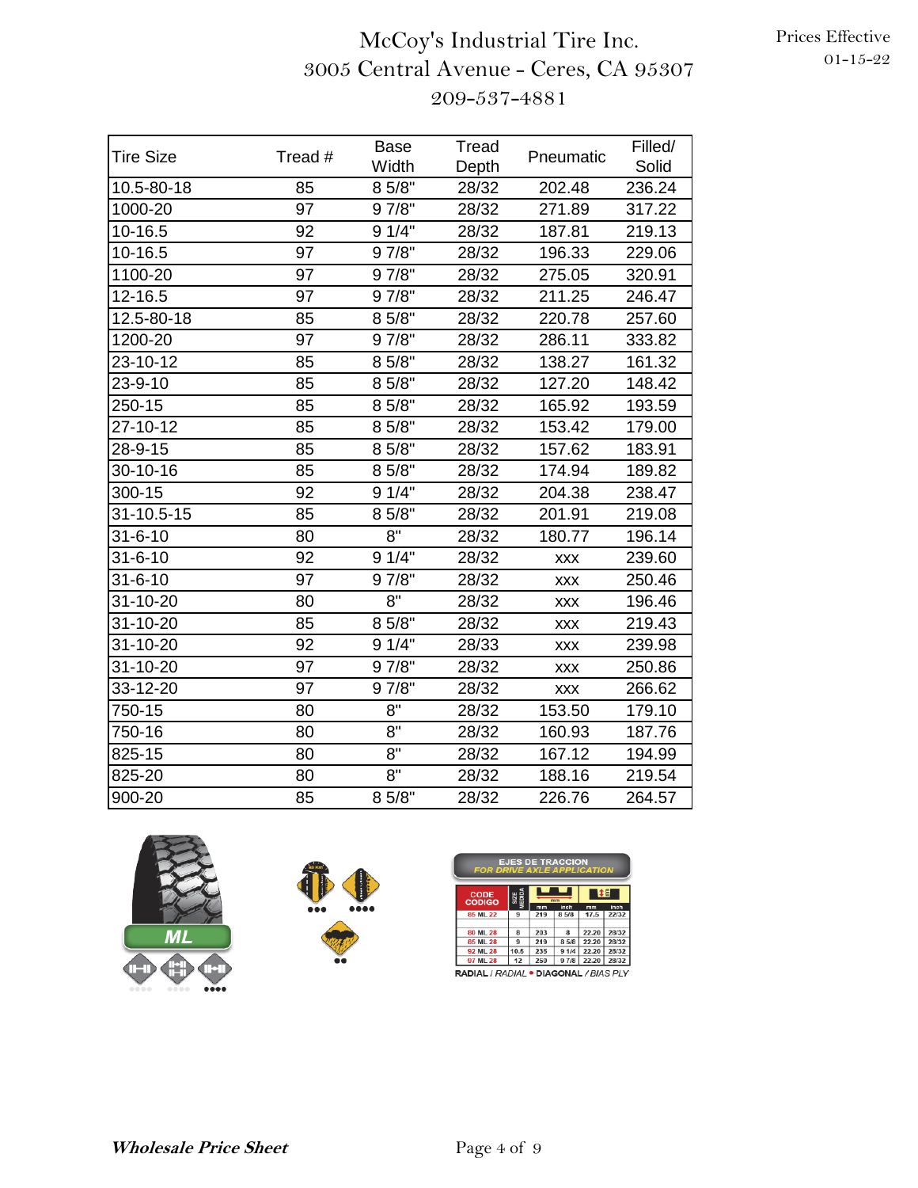McCoy's Industrial Tire Inc.
3005 Central Avenue - Ceres, CA 95307
209-537-4881

Prices Effective
01-15-22

| Tire Size | Tread # | Base Width | Tread Depth | Pneumatic | Filled/ Solid |
|---|---|---|---|---|---|
| 10.5-80-18 | 85 | 8 5/8" | 28/32 | 202.48 | 236.24 |
| 1000-20 | 97 | 9 7/8" | 28/32 | 271.89 | 317.22 |
| 10-16.5 | 92 | 9 1/4" | 28/32 | 187.81 | 219.13 |
| 10-16.5 | 97 | 9 7/8" | 28/32 | 196.33 | 229.06 |
| 1100-20 | 97 | 9 7/8" | 28/32 | 275.05 | 320.91 |
| 12-16.5 | 97 | 9 7/8" | 28/32 | 211.25 | 246.47 |
| 12.5-80-18 | 85 | 8 5/8" | 28/32 | 220.78 | 257.60 |
| 1200-20 | 97 | 9 7/8" | 28/32 | 286.11 | 333.82 |
| 23-10-12 | 85 | 8 5/8" | 28/32 | 138.27 | 161.32 |
| 23-9-10 | 85 | 8 5/8" | 28/32 | 127.20 | 148.42 |
| 250-15 | 85 | 8 5/8" | 28/32 | 165.92 | 193.59 |
| 27-10-12 | 85 | 8 5/8" | 28/32 | 153.42 | 179.00 |
| 28-9-15 | 85 | 8 5/8" | 28/32 | 157.62 | 183.91 |
| 30-10-16 | 85 | 8 5/8" | 28/32 | 174.94 | 189.82 |
| 300-15 | 92 | 9 1/4" | 28/32 | 204.38 | 238.47 |
| 31-10.5-15 | 85 | 8 5/8" | 28/32 | 201.91 | 219.08 |
| 31-6-10 | 80 | 8" | 28/32 | 180.77 | 196.14 |
| 31-6-10 | 92 | 9 1/4" | 28/32 | xxx | 239.60 |
| 31-6-10 | 97 | 9 7/8" | 28/32 | xxx | 250.46 |
| 31-10-20 | 80 | 8" | 28/32 | xxx | 196.46 |
| 31-10-20 | 85 | 8 5/8" | 28/32 | xxx | 219.43 |
| 31-10-20 | 92 | 9 1/4" | 28/33 | xxx | 239.98 |
| 31-10-20 | 97 | 9 7/8" | 28/32 | xxx | 250.86 |
| 33-12-20 | 97 | 9 7/8" | 28/32 | xxx | 266.62 |
| 750-15 | 80 | 8" | 28/32 | 153.50 | 179.10 |
| 750-16 | 80 | 8" | 28/32 | 160.93 | 187.76 |
| 825-15 | 80 | 8" | 28/32 | 167.12 | 194.99 |
| 825-20 | 80 | 8" | 28/32 | 188.16 | 219.54 |
| 900-20 | 85 | 8 5/8" | 28/32 | 226.76 | 264.57 |

ML

EJES DE TRACCION
FOR DRIVE AXLE APPLICATION

| CODE CODIGO | SIZE MEDIDA | mm | inch | mm | inch |
|---|---|---|---|---|---|
| 85 ML 22 | 9 | 219 | 8 5/8 | 17.5 | 22/32 |
| 80 ML 28 | 8 | 203 | 8 | 22.20 | 28/32 |
| 85 ML 28 | 9 | 219 | 8 5/8 | 22.20 | 28/32 |
| 92 ML 28 | 10.5 | 235 | 9 1/4 | 22.20 | 28/32 |
| 97 ML 28 | 12 | 250 | 9 7/8 | 22.20 | 28/32 |

RADIAL / *RADIAL* • DIAGONAL / *BIAS PLY*

***Wholesale Price Sheet***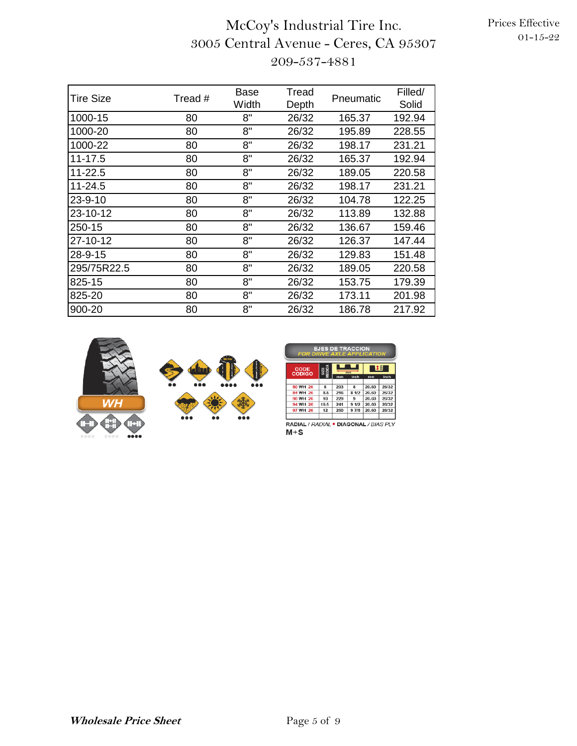# McCoy's Industrial Tire Inc.

3005 Central Avenue - Ceres, CA 95307

209-537-4881

Prices Effective 01-15-22

| Tire Size | Tread # | Base Width | Tread Depth | Pneumatic | Filled/ Solid |
|---|---|---|---|---|---|
| 1000-15 | 80 | 8" | 26/32 | 165.37 | 192.94 |
| 1000-20 | 80 | 8" | 26/32 | 195.89 | 228.55 |
| 1000-22 | 80 | 8" | 26/32 | 198.17 | 231.21 |
| 11-17.5 | 80 | 8" | 26/32 | 165.37 | 192.94 |
| 11-22.5 | 80 | 8" | 26/32 | 189.05 | 220.58 |
| 11-24.5 | 80 | 8" | 26/32 | 198.17 | 231.21 |
| 23-9-10 | 80 | 8" | 26/32 | 104.78 | 122.25 |
| 23-10-12 | 80 | 8" | 26/32 | 113.89 | 132.88 |
| 250-15 | 80 | 8" | 26/32 | 136.67 | 159.46 |
| 27-10-12 | 80 | 8" | 26/32 | 126.37 | 147.44 |
| 28-9-15 | 80 | 8" | 26/32 | 129.83 | 151.48 |
| 295/75R22.5 | 80 | 8" | 26/32 | 189.05 | 220.58 |
| 825-15 | 80 | 8" | 26/32 | 153.75 | 179.39 |
| 825-20 | 80 | 8" | 26/32 | 173.11 | 201.98 |
| 900-20 | 80 | 8" | 26/32 | 186.78 | 217.92 |

WH

EJES DE TRACCION
FOR DRIVE AXLE APPLICATION

| CODE CODIGO | SIZE MEDIDA | mm | inch | mm | inch |
|---|---|---|---|---|---|
| 80 WH 26 | 8 | 203 | 8 | 20.60 | 26/32 |
| 84 WH 26 | 8.5 | 216 | 8 1/2 | 20.60 | 26/32 |
| 90 WH 26 | 10 | 229 | 9 | 20.60 | 26/32 |
| 94 WH 26 | 10.5 | 241 | 9 1/2 | 20.60 | 26/32 |
| 97 WH 26 | 12 | 250 | 9 7/8 | 20.60 | 26/32 |

RADIAL / RADIAL • DIAGONAL / BIAS PLY

M+S

***Wholesale Price Sheet***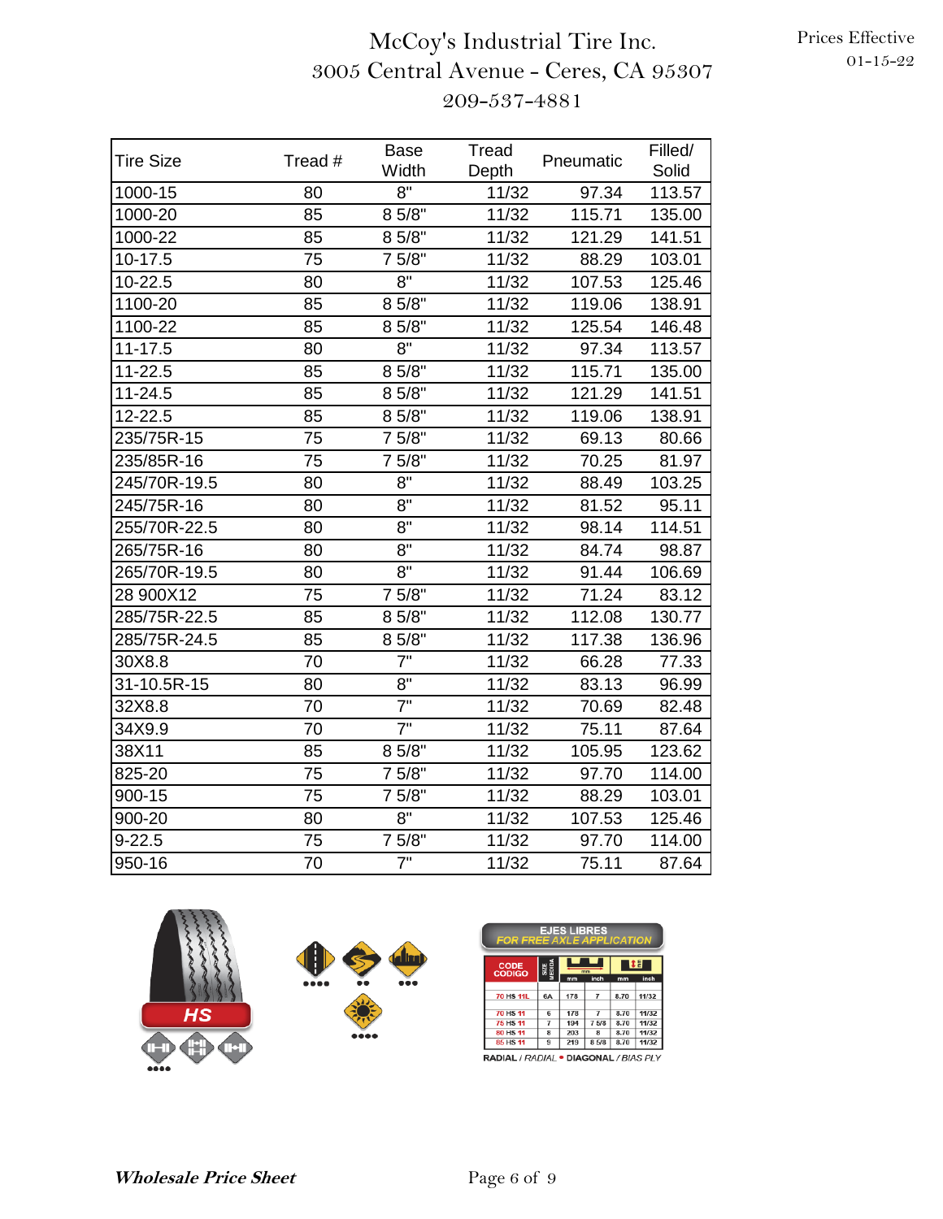McCoy's Industrial Tire Inc.
3005 Central Avenue - Ceres, CA 95307
209-537-4881

Prices Effective
01-15-22

| Tire Size | Tread # | Base Width | Tread Depth | Pneumatic | Filled/ Solid |
|---|---|---|---|---|---|
| 1000-15 | 80 | 8" | 11/32 | 97.34 | 113.57 |
| 1000-20 | 85 | 8 5/8" | 11/32 | 115.71 | 135.00 |
| 1000-22 | 85 | 8 5/8" | 11/32 | 121.29 | 141.51 |
| 10-17.5 | 75 | 7 5/8" | 11/32 | 88.29 | 103.01 |
| 10-22.5 | 80 | 8" | 11/32 | 107.53 | 125.46 |
| 1100-20 | 85 | 8 5/8" | 11/32 | 119.06 | 138.91 |
| 1100-22 | 85 | 8 5/8" | 11/32 | 125.54 | 146.48 |
| 11-17.5 | 80 | 8" | 11/32 | 97.34 | 113.57 |
| 11-22.5 | 85 | 8 5/8" | 11/32 | 115.71 | 135.00 |
| 11-24.5 | 85 | 8 5/8" | 11/32 | 121.29 | 141.51 |
| 12-22.5 | 85 | 8 5/8" | 11/32 | 119.06 | 138.91 |
| 235/75R-15 | 75 | 7 5/8" | 11/32 | 69.13 | 80.66 |
| 235/85R-16 | 75 | 7 5/8" | 11/32 | 70.25 | 81.97 |
| 245/70R-19.5 | 80 | 8" | 11/32 | 88.49 | 103.25 |
| 245/75R-16 | 80 | 8" | 11/32 | 81.52 | 95.11 |
| 255/70R-22.5 | 80 | 8" | 11/32 | 98.14 | 114.51 |
| 265/75R-16 | 80 | 8" | 11/32 | 84.74 | 98.87 |
| 265/70R-19.5 | 80 | 8" | 11/32 | 91.44 | 106.69 |
| 28 900X12 | 75 | 7 5/8" | 11/32 | 71.24 | 83.12 |
| 285/75R-22.5 | 85 | 8 5/8" | 11/32 | 112.08 | 130.77 |
| 285/75R-24.5 | 85 | 8 5/8" | 11/32 | 117.38 | 136.96 |
| 30X8.8 | 70 | 7" | 11/32 | 66.28 | 77.33 |
| 31-10.5R-15 | 80 | 8" | 11/32 | 83.13 | 96.99 |
| 32X8.8 | 70 | 7" | 11/32 | 70.69 | 82.48 |
| 34X9.9 | 70 | 7" | 11/32 | 75.11 | 87.64 |
| 38X11 | 85 | 8 5/8" | 11/32 | 105.95 | 123.62 |
| 825-20 | 75 | 7 5/8" | 11/32 | 97.70 | 114.00 |
| 900-15 | 75 | 7 5/8" | 11/32 | 88.29 | 103.01 |
| 900-20 | 80 | 8" | 11/32 | 107.53 | 125.46 |
| 9-22.5 | 75 | 7 5/8" | 11/32 | 97.70 | 114.00 |
| 950-16 | 70 | 7" | 11/32 | 75.11 | 87.64 |

HS

EJES LIBRES
FOR FREE AXLE APPLICATION

| CODE CODIGO | SIZE MEDIDA | mm | inch | mm | inch |
|---|---|---|---|---|---|
| 70 HS 11L | 6A | 178 | 7 | 8.70 | 11/32 |
| 70 HS 11 | 6 | 178 | 7 | 8.70 | 11/32 |
| 75 HS 11 | 7 | 194 | 7 5/8 | 8.70 | 11/32 |
| 80 HS 11 | 8 | 203 | 8 | 8.70 | 11/32 |
| 85 HS 11 | 9 | 219 | 8 5/8 | 8.70 | 11/32 |

RADIAL / RADIAL • DIAGONAL / BIAS PLY

*Wholesale Price Sheet*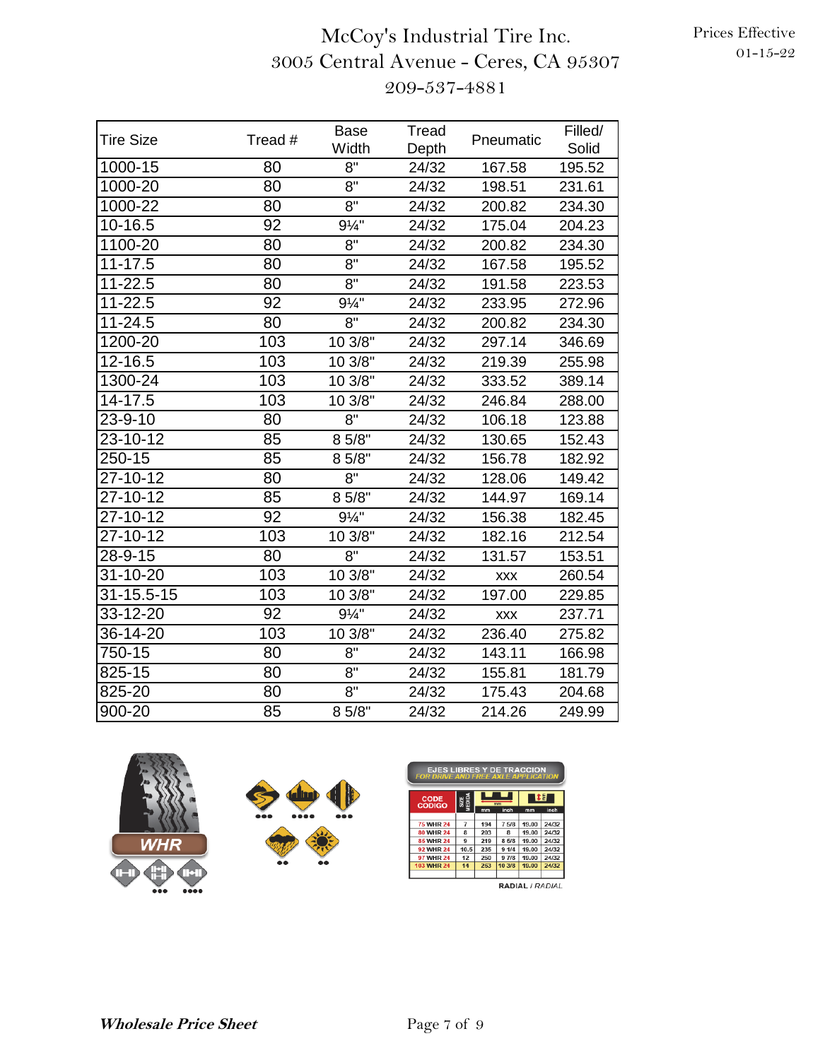McCoy's Industrial Tire Inc.
3005 Central Avenue - Ceres, CA 95307
209-537-4881

Prices Effective
01-15-22

| Tire Size | Tread # | Base Width | Tread Depth | Pneumatic | Filled/ Solid |
|---|---|---|---|---|---|
| 1000-15 | 80 | 8" | 24/32 | 167.58 | 195.52 |
| 1000-20 | 80 | 8" | 24/32 | 198.51 | 231.61 |
| 1000-22 | 80 | 8" | 24/32 | 200.82 | 234.30 |
| 10-16.5 | 92 | 9¼" | 24/32 | 175.04 | 204.23 |
| 1100-20 | 80 | 8" | 24/32 | 200.82 | 234.30 |
| 11-17.5 | 80 | 8" | 24/32 | 167.58 | 195.52 |
| 11-22.5 | 80 | 8" | 24/32 | 191.58 | 223.53 |
| 11-22.5 | 92 | 9¼" | 24/32 | 233.95 | 272.96 |
| 11-24.5 | 80 | 8" | 24/32 | 200.82 | 234.30 |
| 1200-20 | 103 | 10 3/8" | 24/32 | 297.14 | 346.69 |
| 12-16.5 | 103 | 10 3/8" | 24/32 | 219.39 | 255.98 |
| 1300-24 | 103 | 10 3/8" | 24/32 | 333.52 | 389.14 |
| 14-17.5 | 103 | 10 3/8" | 24/32 | 246.84 | 288.00 |
| 23-9-10 | 80 | 8" | 24/32 | 106.18 | 123.88 |
| 23-10-12 | 85 | 8 5/8" | 24/32 | 130.65 | 152.43 |
| 250-15 | 85 | 8 5/8" | 24/32 | 156.78 | 182.92 |
| 27-10-12 | 80 | 8" | 24/32 | 128.06 | 149.42 |
| 27-10-12 | 85 | 8 5/8" | 24/32 | 144.97 | 169.14 |
| 27-10-12 | 92 | 9¼" | 24/32 | 156.38 | 182.45 |
| 27-10-12 | 103 | 10 3/8" | 24/32 | 182.16 | 212.54 |
| 28-9-15 | 80 | 8" | 24/32 | 131.57 | 153.51 |
| 31-10-20 | 103 | 10 3/8" | 24/32 | xxx | 260.54 |
| 31-15.5-15 | 103 | 10 3/8" | 24/32 | 197.00 | 229.85 |
| 33-12-20 | 92 | 9¼" | 24/32 | xxx | 237.71 |
| 36-14-20 | 103 | 10 3/8" | 24/32 | 236.40 | 275.82 |
| 750-15 | 80 | 8" | 24/32 | 143.11 | 166.98 |
| 825-15 | 80 | 8" | 24/32 | 155.81 | 181.79 |
| 825-20 | 80 | 8" | 24/32 | 175.43 | 204.68 |
| 900-20 | 85 | 8 5/8" | 24/32 | 214.26 | 249.99 |

WHR

EJES LIBRES Y DE TRACCION
FOR DRIVE AND FREE AXLE APPLICATION

| CODE CODIGO | SIZE MEDIDA | mm | inch | mm | inch |
|---|---|---|---|---|---|
| 75 WHR 24 | 7 | 194 | 7 5/8 | 19.00 | 24/32 |
| 80 WHR 24 | 8 | 203 | 8 | 19.00 | 24/32 |
| 85 WHR 24 | 9 | 219 | 8 5/8 | 19.00 | 24/32 |
| 92 WHR 24 | 10.5 | 235 | 9 1/4 | 19.00 | 24/32 |
| 97 WHR 24 | 12 | 250 | 9 7/8 | 19.00 | 24/32 |
| 103 WHR 24 | 14 | 253 | 10 3/8 | 19.00 | 24/32 |

RADIAL / RADIAL

*Wholesale Price Sheet*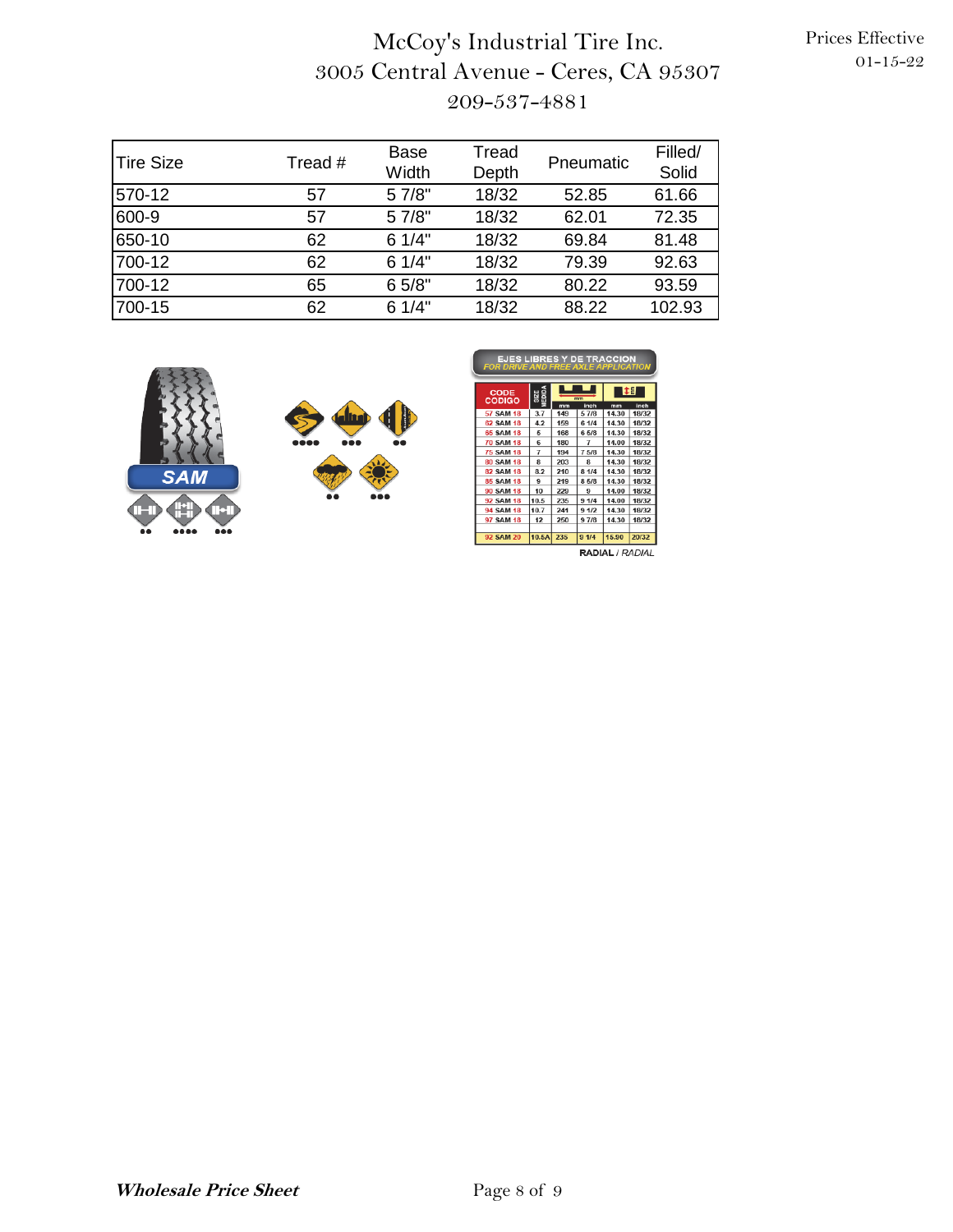McCoy's Industrial Tire Inc.
3005 Central Avenue - Ceres, CA 95307
209-537-4881

Prices Effective
01-15-22

| Tire Size | Tread # | Base Width | Tread Depth | Pneumatic | Filled/ Solid |
|---|---|---|---|---|---|
| 570-12 | 57 | 5 7/8" | 18/32 | 52.85 | 61.66 |
| 600-9 | 57 | 5 7/8" | 18/32 | 62.01 | 72.35 |
| 650-10 | 62 | 6 1/4" | 18/32 | 69.84 | 81.48 |
| 700-12 | 62 | 6 1/4" | 18/32 | 79.39 | 92.63 |
| 700-12 | 65 | 6 5/8" | 18/32 | 80.22 | 93.59 |
| 700-15 | 62 | 6 1/4" | 18/32 | 88.22 | 102.93 |

SAM

EJES LIBRES Y DE TRACCION
*FOR DRIVE AND FREE AXLE APPLICATION*

| CODE CODIGO | SIZE MEDIDA | mm | inch | mm | inch |
|---|---|---|---|---|---|
| 57 SAM 18 | 3.7 | 149 | 5 7/8 | 14.30 | 18/32 |
| 62 SAM 18 | 4.2 | 159 | 6 1/4 | 14.30 | 18/32 |
| 65 SAM 18 | 5 | 168 | 6 5/8 | 14.30 | 18/32 |
| 70 SAM 18 | 6 | 180 | 7 | 14.00 | 18/32 |
| 75 SAM 18 | 7 | 194 | 7 5/8 | 14.30 | 18/32 |
| 80 SAM 18 | 8 | 203 | 8 | 14.30 | 18/32 |
| 82 SAM 18 | 8.2 | 210 | 8 1/4 | 14.30 | 18/32 |
| 85 SAM 18 | 9 | 219 | 8 5/8 | 14.30 | 18/32 |
| 90 SAM 18 | 10 | 229 | 9 | 14.00 | 18/32 |
| 92 SAM 18 | 10.5 | 235 | 9 1/4 | 14.00 | 18/32 |
| 94 SAM 18 | 10.7 | 241 | 9 1/2 | 14.30 | 18/32 |
| 97 SAM 18 | 12 | 250 | 9 7/8 | 14.30 | 18/32 |
| 92 SAM 20 | 10.5A | 235 | 9 1/4 | 15.90 | 20/32 |

**RADIAL** / *RADIAL*

***Wholesale Price Sheet***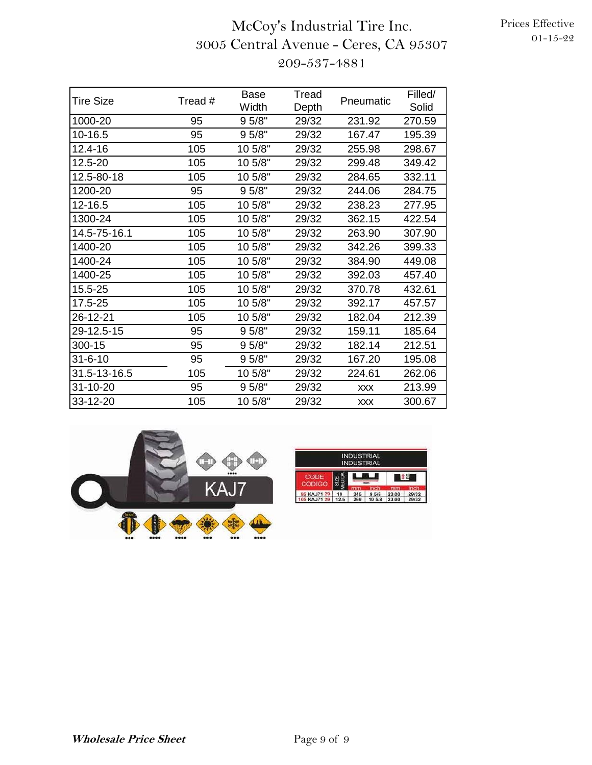# McCoy's Industrial Tire Inc.

3005 Central Avenue - Ceres, CA 95307

209-537-4881

Prices Effective 01-15-22

| Tire Size | Tread # | Base Width | Tread Depth | Pneumatic | Filled/ Solid |
|---|---|---|---|---|---|
| 1000-20 | 95 | 9 5/8" | 29/32 | 231.92 | 270.59 |
| 10-16.5 | 95 | 9 5/8" | 29/32 | 167.47 | 195.39 |
| 12.4-16 | 105 | 10 5/8" | 29/32 | 255.98 | 298.67 |
| 12.5-20 | 105 | 10 5/8" | 29/32 | 299.48 | 349.42 |
| 12.5-80-18 | 105 | 10 5/8" | 29/32 | 284.65 | 332.11 |
| 1200-20 | 95 | 9 5/8" | 29/32 | 244.06 | 284.75 |
| 12-16.5 | 105 | 10 5/8" | 29/32 | 238.23 | 277.95 |
| 1300-24 | 105 | 10 5/8" | 29/32 | 362.15 | 422.54 |
| 14.5-75-16.1 | 105 | 10 5/8" | 29/32 | 263.90 | 307.90 |
| 1400-20 | 105 | 10 5/8" | 29/32 | 342.26 | 399.33 |
| 1400-24 | 105 | 10 5/8" | 29/32 | 384.90 | 449.08 |
| 1400-25 | 105 | 10 5/8" | 29/32 | 392.03 | 457.40 |
| 15.5-25 | 105 | 10 5/8" | 29/32 | 370.78 | 432.61 |
| 17.5-25 | 105 | 10 5/8" | 29/32 | 392.17 | 457.57 |
| 26-12-21 | 105 | 10 5/8" | 29/32 | 182.04 | 212.39 |
| 29-12.5-15 | 95 | 9 5/8" | 29/32 | 159.11 | 185.64 |
| 300-15 | 95 | 9 5/8" | 29/32 | 182.14 | 212.51 |
| 31-6-10 | 95 | 9 5/8" | 29/32 | 167.20 | 195.08 |
| 31.5-13-16.5 | 105 | 10 5/8" | 29/32 | 224.61 | 262.06 |
| 31-10-20 | 95 | 9 5/8" | 29/32 | xxx | 213.99 |
| 33-12-20 | 105 | 10 5/8" | 29/32 | xxx | 300.67 |

KAJ7

INDUSTRIAL
INDUSTRIAL

| CODE CODIGO | SIZE MEDIDA | mm | inch | mm | inch |
|---|---|---|---|---|---|
| 95 KAJ71 29 | 10 | 245 | 9 5/8 | 23.00 | 29/32 |
| 105 KAJ71 29 | 12.5 | 269 | 10 5/8 | 23.00 | 29/32 |

***Wholesale Price Sheet***